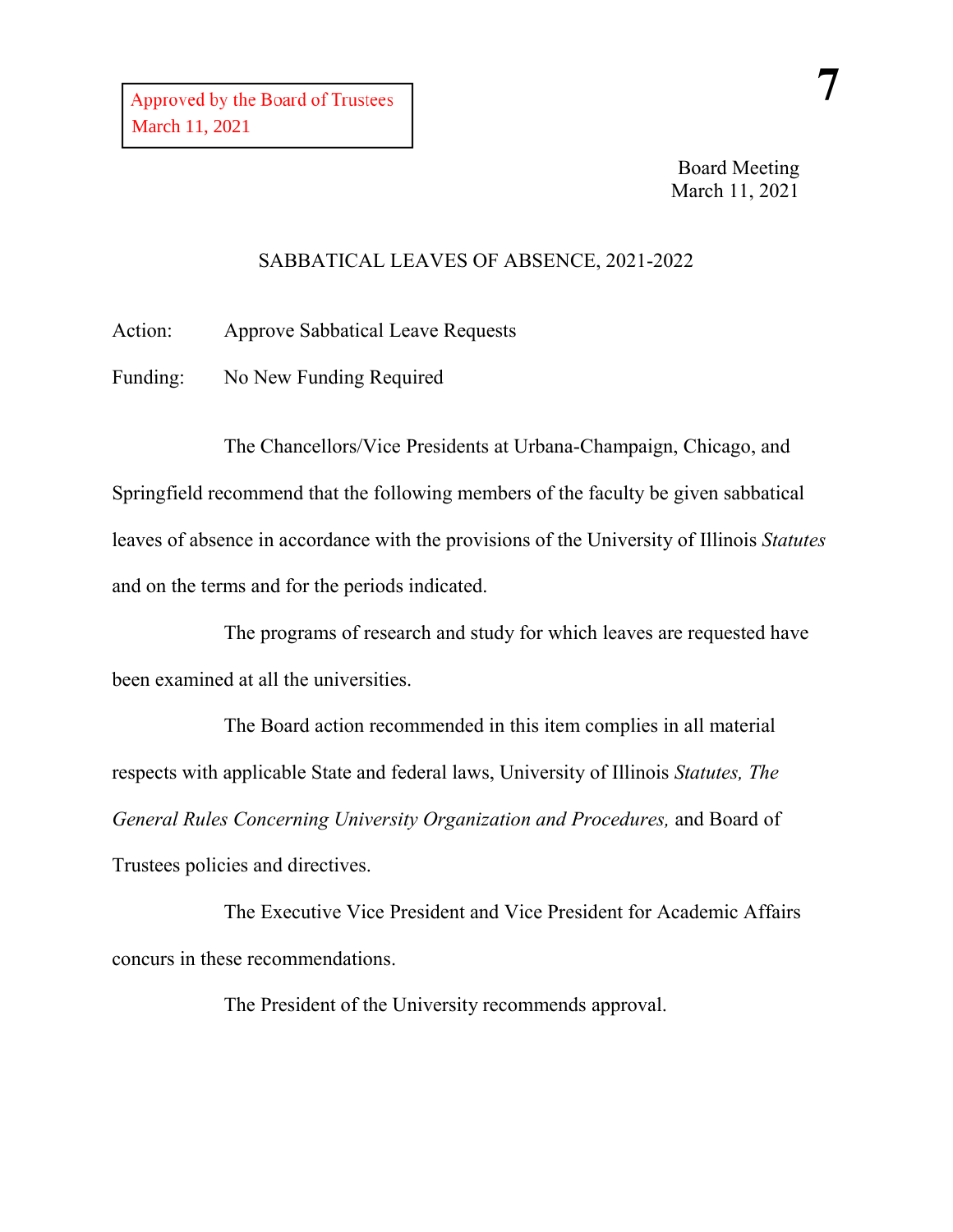Approved by the Board of Trustees
March 11, 2021

**7**

Board Meeting
March 11, 2021

## SABBATICAL LEAVES OF ABSENCE, 2021-2022

Action: Approve Sabbatical Leave Requests

Funding: No New Funding Required

The Chancellors/Vice Presidents at Urbana-Champaign, Chicago, and Springfield recommend that the following members of the faculty be given sabbatical leaves of absence in accordance with the provisions of the University of Illinois *Statutes* and on the terms and for the periods indicated.

The programs of research and study for which leaves are requested have been examined at all the universities.

The Board action recommended in this item complies in all material respects with applicable State and federal laws, University of Illinois *Statutes, The General Rules Concerning University Organization and Procedures,* and Board of Trustees policies and directives.

The Executive Vice President and Vice President for Academic Affairs concurs in these recommendations.

The President of the University recommends approval.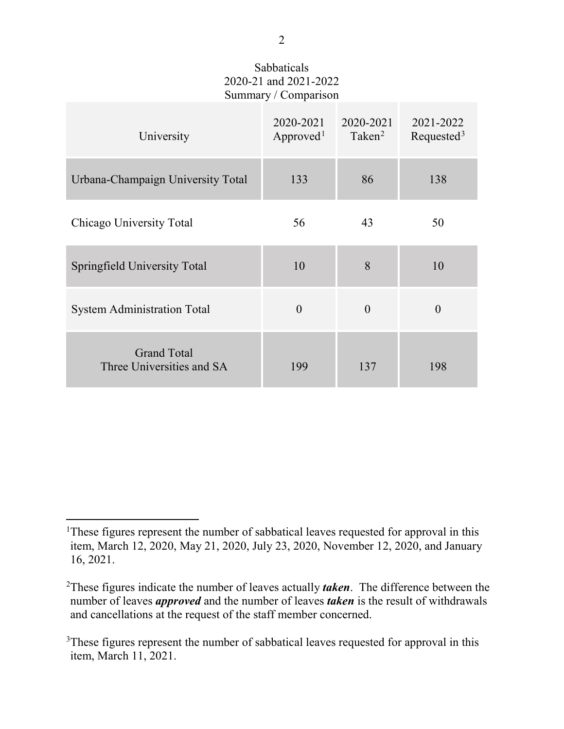Sabbaticals
2020-21 and 2021-2022
Summary / Comparison

| University | 2020-2021 Approved[1] | 2020-2021 Taken[2] | 2021-2022 Requested[3] |
|---|---|---|---|
| Urbana-Champaign University Total | 133 | 86 | 138 |
| Chicago University Total | 56 | 43 | 50 |
| Springfield University Total | 10 | 8 | 10 |
| System Administration Total | 0 | 0 | 0 |
| Grand Total Three Universities and SA | 199 | 137 | 198 |

[1]These figures represent the number of sabbatical leaves requested for approval in this item, March 12, 2020, May 21, 2020, July 23, 2020, November 12, 2020, and January 16, 2021.

[2]These figures indicate the number of leaves actually ***taken***. The difference between the number of leaves ***approved*** and the number of leaves ***taken*** is the result of withdrawals and cancellations at the request of the staff member concerned.

[3]These figures represent the number of sabbatical leaves requested for approval in this item, March 11, 2021.